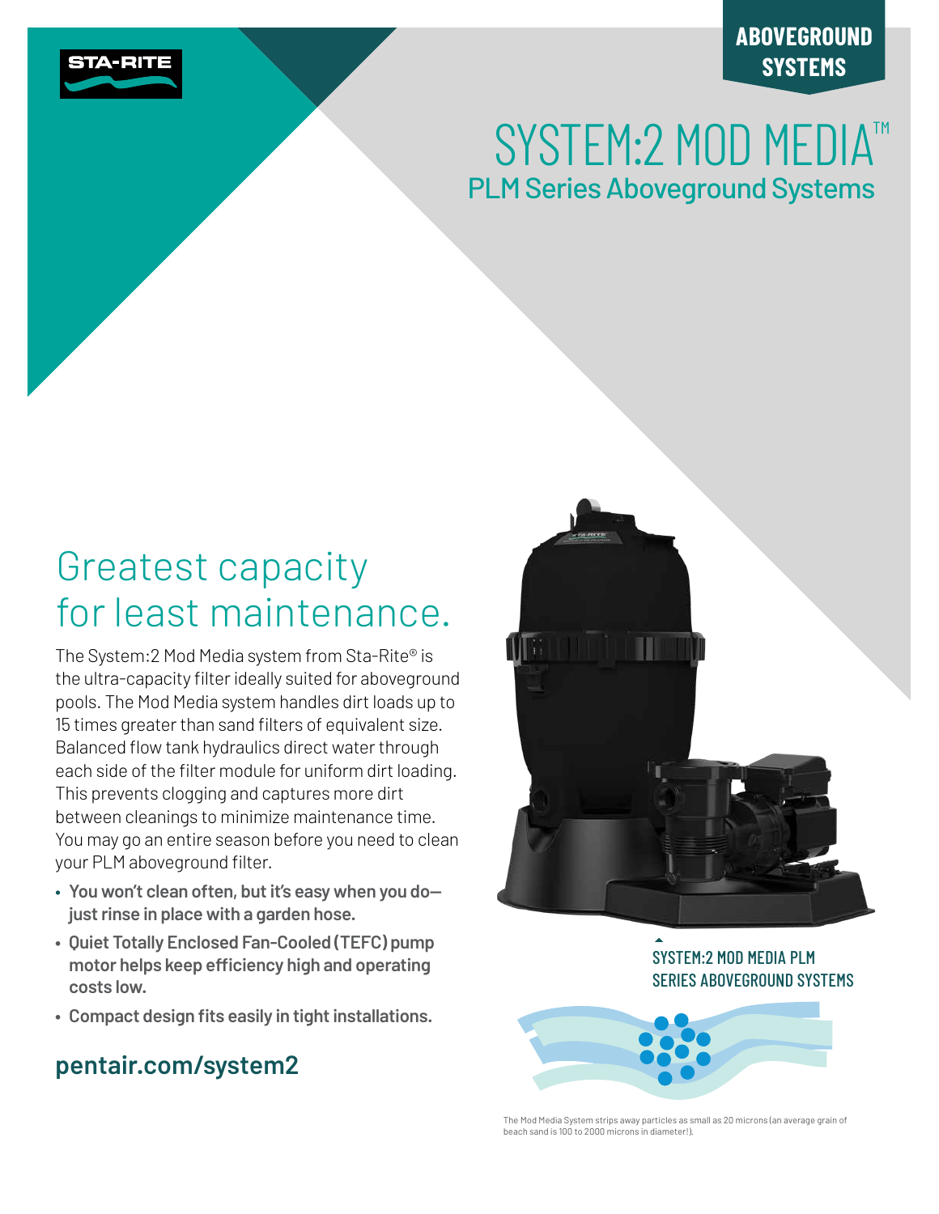STA-RITE

ABOVEGROUND SYSTEMS

# SYSTEM:2 MOD MEDIA™

## PLM Series Aboveground Systems

## Greatest capacity for least maintenance.

The System:2 Mod Media system from Sta-Rite® is the ultra-capacity filter ideally suited for aboveground pools. The Mod Media system handles dirt loads up to 15 times greater than sand filters of equivalent size. Balanced flow tank hydraulics direct water through each side of the filter module for uniform dirt loading. This prevents clogging and captures more dirt between cleanings to minimize maintenance time. You may go an entire season before you need to clean your PLM aboveground filter.

- **You won't clean often, but it's easy when you do—just rinse in place with a garden hose.**
- **Quiet Totally Enclosed Fan-Cooled (TEFC) pump motor helps keep efficiency high and operating costs low.**
- **Compact design fits easily in tight installations.**

**pentair.com/system2**

SYSTEM:2 MOD MEDIA PLM SERIES ABOVEGROUND SYSTEMS

The Mod Media System strips away particles as small as 20 microns (an average grain of beach sand is 100 to 2000 microns in diameter!).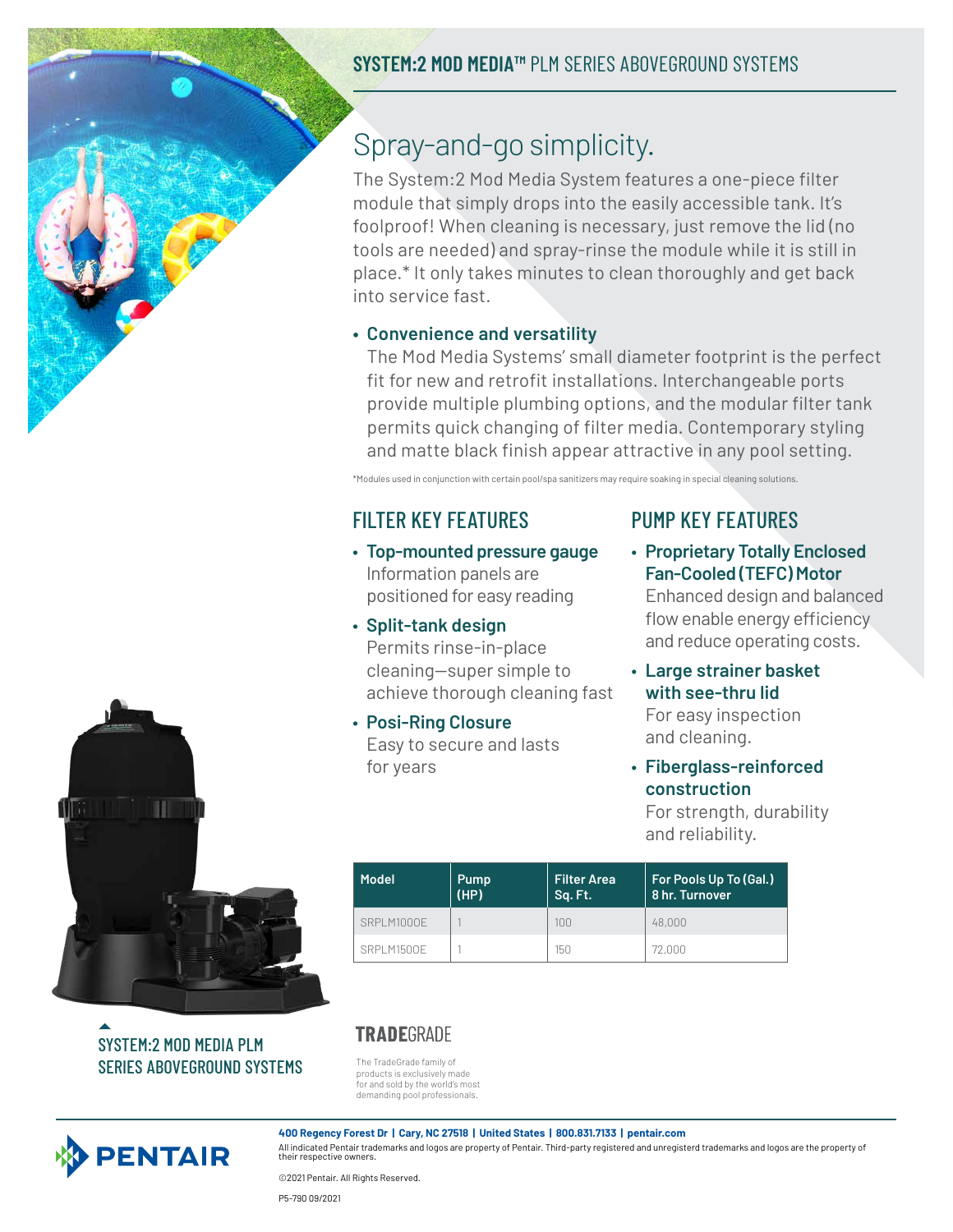# SYSTEM:2 MOD MEDIA™ PLM SERIES ABOVEGROUND SYSTEMS

## Spray-and-go simplicity.

The System:2 Mod Media System features a one-piece filter module that simply drops into the easily accessible tank. It's foolproof! When cleaning is necessary, just remove the lid (no tools are needed) and spray-rinse the module while it is still in place.* It only takes minutes to clean thoroughly and get back into service fast.

- **Convenience and versatility**
  The Mod Media Systems' small diameter footprint is the perfect fit for new and retrofit installations. Interchangeable ports provide multiple plumbing options, and the modular filter tank permits quick changing of filter media. Contemporary styling and matte black finish appear attractive in any pool setting.

*Modules used in conjunction with certain pool/spa sanitizers may require soaking in special cleaning solutions.

### FILTER KEY FEATURES

- **Top-mounted pressure gauge**
  Information panels are positioned for easy reading
- **Split-tank design**
  Permits rinse-in-place cleaning—super simple to achieve thorough cleaning fast
- **Posi-Ring Closure**
  Easy to secure and lasts for years

### PUMP KEY FEATURES

- **Proprietary Totally Enclosed Fan-Cooled (TEFC) Motor**
  Enhanced design and balanced flow enable energy efficiency and reduce operating costs.
- **Large strainer basket with see-thru lid**
  For easy inspection and cleaning.
- **Fiberglass-reinforced construction**
  For strength, durability and reliability.

| Model | Pump (HP) | Filter Area Sq. Ft. | For Pools Up To (Gal.) 8 hr. Turnover |
|---|---|---|---|
| SRPLM1000E | 1 | 100 | 48,000 |
| SRPLM1500E | 1 | 150 | 72,000 |

SYSTEM:2 MOD MEDIA PLM SERIES ABOVEGROUND SYSTEMS

**TRADE**GRADE

The TradeGrade family of products is exclusively made for and sold by the world's most demanding pool professionals.

PENTAIR

**400 Regency Forest Dr | Cary, NC 27518 | United States | 800.831.7133 | pentair.com**

All indicated Pentair trademarks and logos are property of Pentair. Third-party registered and unregisterd trademarks and logos are the property of their respective owners.

©2021 Pentair. All Rights Reserved.

P5-790 09/2021